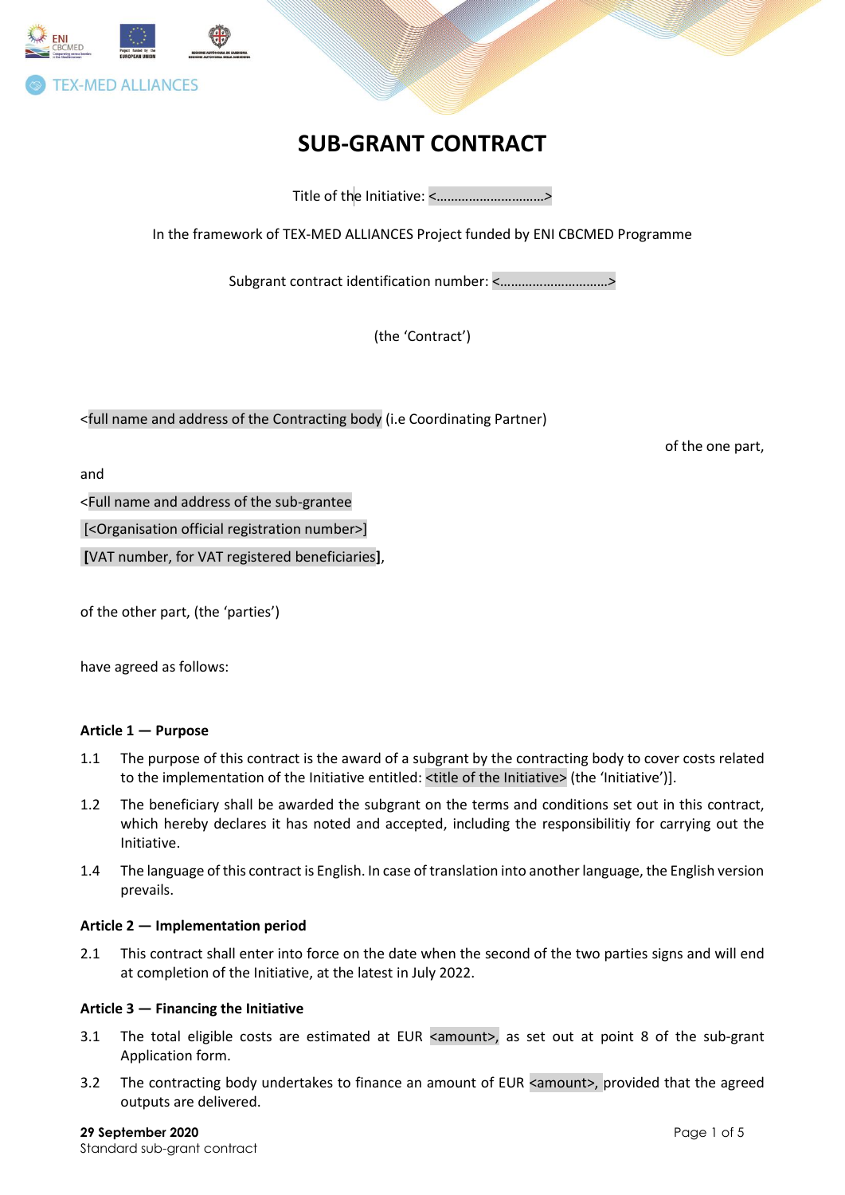# SUB-GRANT CONTRACT

Title of the Initiative: <…………………………>

In the framework of TEX-MED ALLIANCES Project funded by ENI CBCMED Programme

Subgrant contract identification number: <…………………………>

(the 'Contract')

<full name and address of the Contracting body (i.e Coordinating Partner)

of the one part,

and

<Full name and address of the sub-grantee

[<Organisation official registration number>]

**[**VAT number, for VAT registered beneficiaries**]**,

of the other part, (the 'parties')

have agreed as follows:

**Article 1 — Purpose**

1.1 The purpose of this contract is the award of a subgrant by the contracting body to cover costs related to the implementation of the Initiative entitled: <title of the Initiative> (the 'Initiative')].

1.2 The beneficiary shall be awarded the subgrant on the terms and conditions set out in this contract, which hereby declares it has noted and accepted, including the responsibilitiy for carrying out the Initiative.

1.4 The language of this contract is English. In case of translation into another language, the English version prevails.

**Article 2 — Implementation period**

2.1 This contract shall enter into force on the date when the second of the two parties signs and will end at completion of the Initiative, at the latest in July 2022.

**Article 3 — Financing the Initiative**

3.1 The total eligible costs are estimated at EUR <amount>, as set out at point 8 of the sub-grant Application form.

3.2 The contracting body undertakes to finance an amount of EUR <amount>, provided that the agreed outputs are delivered.

**29 September 2020**
Standard sub-grant contract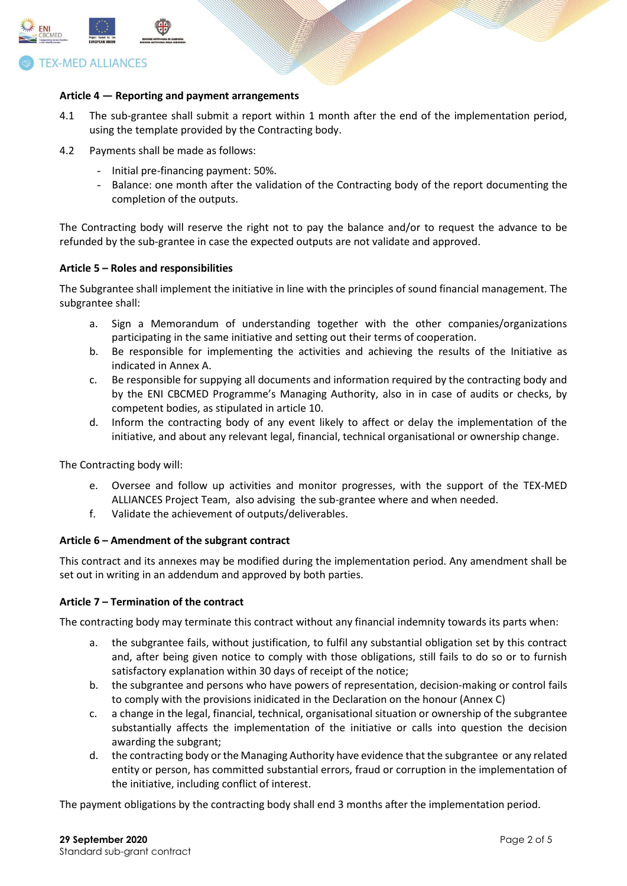### Article 4 — Reporting and payment arrangements

4.1 The sub-grantee shall submit a report within 1 month after the end of the implementation period, using the template provided by the Contracting body.

4.2 Payments shall be made as follows:

- Initial pre-financing payment: 50%.
- Balance: one month after the validation of the Contracting body of the report documenting the completion of the outputs.

The Contracting body will reserve the right not to pay the balance and/or to request the advance to be refunded by the sub-grantee in case the expected outputs are not validate and approved.

### Article 5 – Roles and responsibilities

The Subgrantee shall implement the initiative in line with the principles of sound financial management. The subgrantee shall:

a. Sign a Memorandum of understanding together with the other companies/organizations participating in the same initiative and setting out their terms of cooperation.
b. Be responsible for implementing the activities and achieving the results of the Initiative as indicated in Annex A.
c. Be responsible for suppying all documents and information required by the contracting body and by the ENI CBCMED Programme's Managing Authority, also in in case of audits or checks, by competent bodies, as stipulated in article 10.
d. Inform the contracting body of any event likely to affect or delay the implementation of the initiative, and about any relevant legal, financial, technical organisational or ownership change.

The Contracting body will:

e. Oversee and follow up activities and monitor progresses, with the support of the TEX-MED ALLIANCES Project Team, also advising the sub-grantee where and when needed.
f. Validate the achievement of outputs/deliverables.

### Article 6 – Amendment of the subgrant contract

This contract and its annexes may be modified during the implementation period. Any amendment shall be set out in writing in an addendum and approved by both parties.

### Article 7 – Termination of the contract

The contracting body may terminate this contract without any financial indemnity towards its parts when:

a. the subgrantee fails, without justification, to fulfil any substantial obligation set by this contract and, after being given notice to comply with those obligations, still fails to do so or to furnish satisfactory explanation within 30 days of receipt of the notice;
b. the subgrantee and persons who have powers of representation, decision-making or control fails to comply with the provisions inidicated in the Declaration on the honour (Annex C)
c. a change in the legal, financial, technical, organisational situation or ownership of the subgrantee substantially affects the implementation of the initiative or calls into question the decision awarding the subgrant;
d. the contracting body or the Managing Authority have evidence that the subgrantee or any related entity or person, has committed substantial errors, fraud or corruption in the implementation of the initiative, including conflict of interest.

The payment obligations by the contracting body shall end 3 months after the implementation period.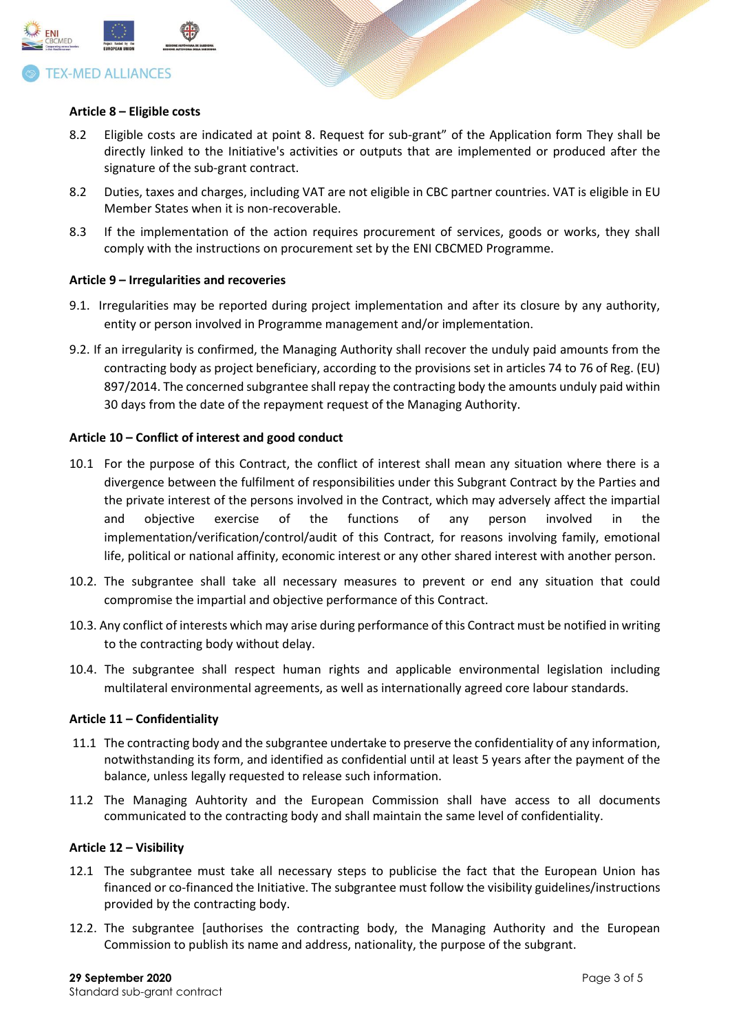**Article 8 – Eligible costs**

8.2 Eligible costs are indicated at point 8. Request for sub-grant" of the Application form They shall be directly linked to the Initiative's activities or outputs that are implemented or produced after the signature of the sub-grant contract.

8.2 Duties, taxes and charges, including VAT are not eligible in CBC partner countries. VAT is eligible in EU Member States when it is non-recoverable.

8.3 If the implementation of the action requires procurement of services, goods or works, they shall comply with the instructions on procurement set by the ENI CBCMED Programme.

**Article 9 – Irregularities and recoveries**

9.1. Irregularities may be reported during project implementation and after its closure by any authority, entity or person involved in Programme management and/or implementation.

9.2. If an irregularity is confirmed, the Managing Authority shall recover the unduly paid amounts from the contracting body as project beneficiary, according to the provisions set in articles 74 to 76 of Reg. (EU) 897/2014. The concerned subgrantee shall repay the contracting body the amounts unduly paid within 30 days from the date of the repayment request of the Managing Authority.

**Article 10 – Conflict of interest and good conduct**

10.1 For the purpose of this Contract, the conflict of interest shall mean any situation where there is a divergence between the fulfilment of responsibilities under this Subgrant Contract by the Parties and the private interest of the persons involved in the Contract, which may adversely affect the impartial and objective exercise of the functions of any person involved in the implementation/verification/control/audit of this Contract, for reasons involving family, emotional life, political or national affinity, economic interest or any other shared interest with another person.

10.2. The subgrantee shall take all necessary measures to prevent or end any situation that could compromise the impartial and objective performance of this Contract.

10.3. Any conflict of interests which may arise during performance of this Contract must be notified in writing to the contracting body without delay.

10.4. The subgrantee shall respect human rights and applicable environmental legislation including multilateral environmental agreements, as well as internationally agreed core labour standards.

**Article 11 – Confidentiality**

11.1 The contracting body and the subgrantee undertake to preserve the confidentiality of any information, notwithstanding its form, and identified as confidential until at least 5 years after the payment of the balance, unless legally requested to release such information.

11.2 The Managing Auhtority and the European Commission shall have access to all documents communicated to the contracting body and shall maintain the same level of confidentiality.

**Article 12 – Visibility**

12.1 The subgrantee must take all necessary steps to publicise the fact that the European Union has financed or co-financed the Initiative. The subgrantee must follow the visibility guidelines/instructions provided by the contracting body.

12.2. The subgrantee [authorises the contracting body, the Managing Authority and the European Commission to publish its name and address, nationality, the purpose of the subgrant.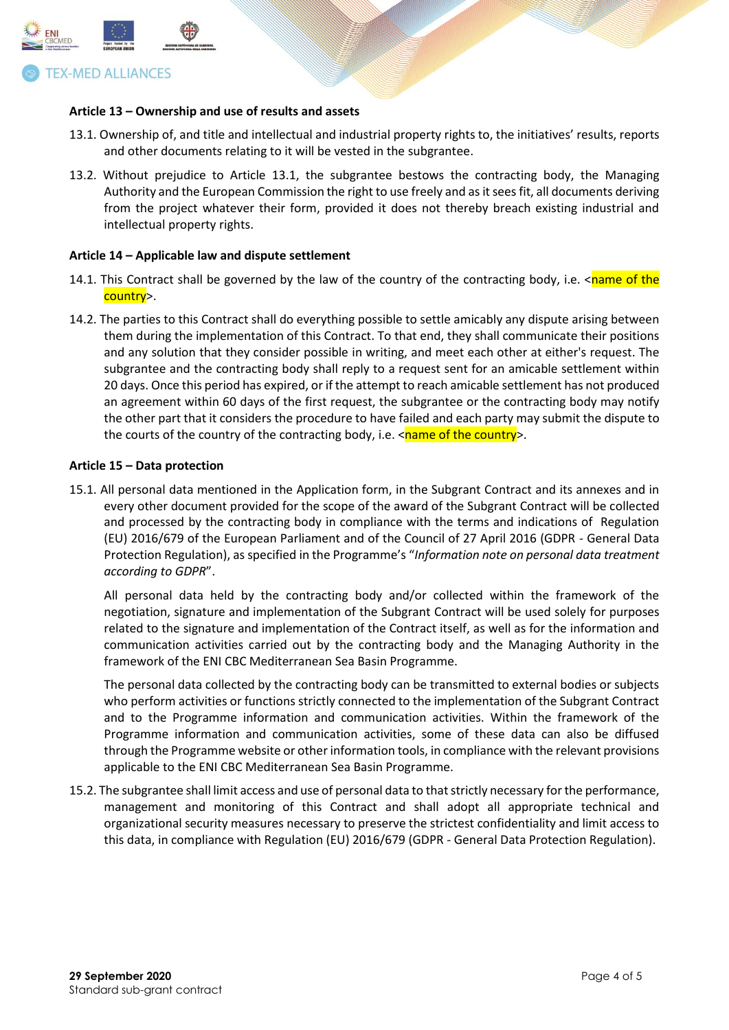**Article 13 – Ownership and use of results and assets**

13.1. Ownership of, and title and intellectual and industrial property rights to, the initiatives' results, reports and other documents relating to it will be vested in the subgrantee.

13.2. Without prejudice to Article 13.1, the subgrantee bestows the contracting body, the Managing Authority and the European Commission the right to use freely and as it sees fit, all documents deriving from the project whatever their form, provided it does not thereby breach existing industrial and intellectual property rights.

**Article 14 – Applicable law and dispute settlement**

14.1. This Contract shall be governed by the law of the country of the contracting body, i.e. <name of the country>.

14.2. The parties to this Contract shall do everything possible to settle amicably any dispute arising between them during the implementation of this Contract. To that end, they shall communicate their positions and any solution that they consider possible in writing, and meet each other at either's request. The subgrantee and the contracting body shall reply to a request sent for an amicable settlement within 20 days. Once this period has expired, or if the attempt to reach amicable settlement has not produced an agreement within 60 days of the first request, the subgrantee or the contracting body may notify the other part that it considers the procedure to have failed and each party may submit the dispute to the courts of the country of the contracting body, i.e. <name of the country>.

**Article 15 – Data protection**

15.1. All personal data mentioned in the Application form, in the Subgrant Contract and its annexes and in every other document provided for the scope of the award of the Subgrant Contract will be collected and processed by the contracting body in compliance with the terms and indications of Regulation (EU) 2016/679 of the European Parliament and of the Council of 27 April 2016 (GDPR - General Data Protection Regulation), as specified in the Programme's "*Information note on personal data treatment according to GDPR*".

All personal data held by the contracting body and/or collected within the framework of the negotiation, signature and implementation of the Subgrant Contract will be used solely for purposes related to the signature and implementation of the Contract itself, as well as for the information and communication activities carried out by the contracting body and the Managing Authority in the framework of the ENI CBC Mediterranean Sea Basin Programme.

The personal data collected by the contracting body can be transmitted to external bodies or subjects who perform activities or functions strictly connected to the implementation of the Subgrant Contract and to the Programme information and communication activities. Within the framework of the Programme information and communication activities, some of these data can also be diffused through the Programme website or other information tools, in compliance with the relevant provisions applicable to the ENI CBC Mediterranean Sea Basin Programme.

15.2. The subgrantee shall limit access and use of personal data to that strictly necessary for the performance, management and monitoring of this Contract and shall adopt all appropriate technical and organizational security measures necessary to preserve the strictest confidentiality and limit access to this data, in compliance with Regulation (EU) 2016/679 (GDPR - General Data Protection Regulation).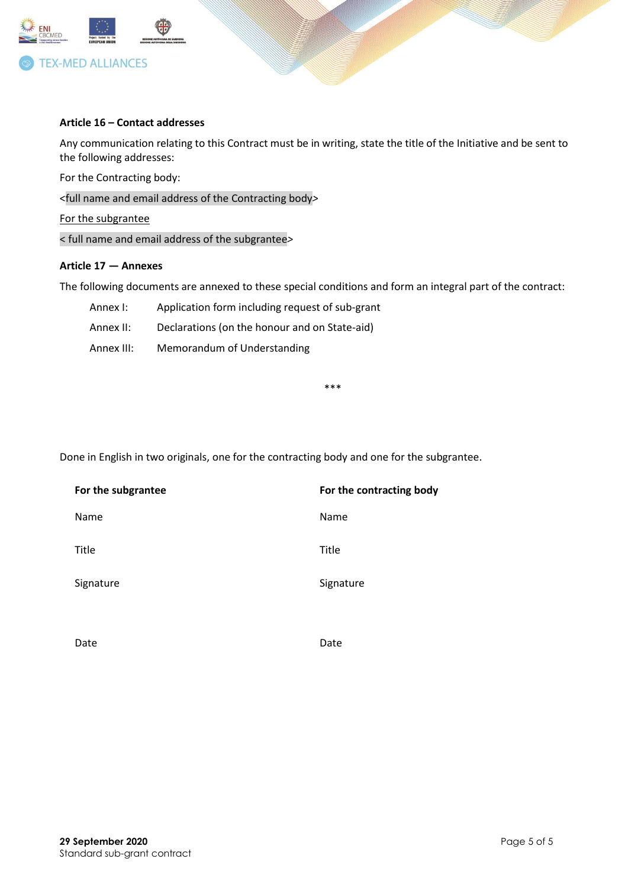**Article 16 – Contact addresses**

Any communication relating to this Contract must be in writing, state the title of the Initiative and be sent to the following addresses:

For the Contracting body:

<full name and email address of the Contracting body>

For the subgrantee

< full name and email address of the subgrantee>

**Article 17 — Annexes**

The following documents are annexed to these special conditions and form an integral part of the contract:

| | |
|---|---|
| Annex I: | Application form including request of sub-grant |
| Annex II: | Declarations (on the honour and on State-aid) |
| Annex III: | Memorandum of Understanding |

***

Done in English in two originals, one for the contracting body and one for the subgrantee.

| **For the subgrantee** | **For the contracting body** |
|---|---|
| Name | Name |
| Title | Title |
| Signature | Signature |
| Date | Date |

**29 September 2020**
Standard sub-grant contract